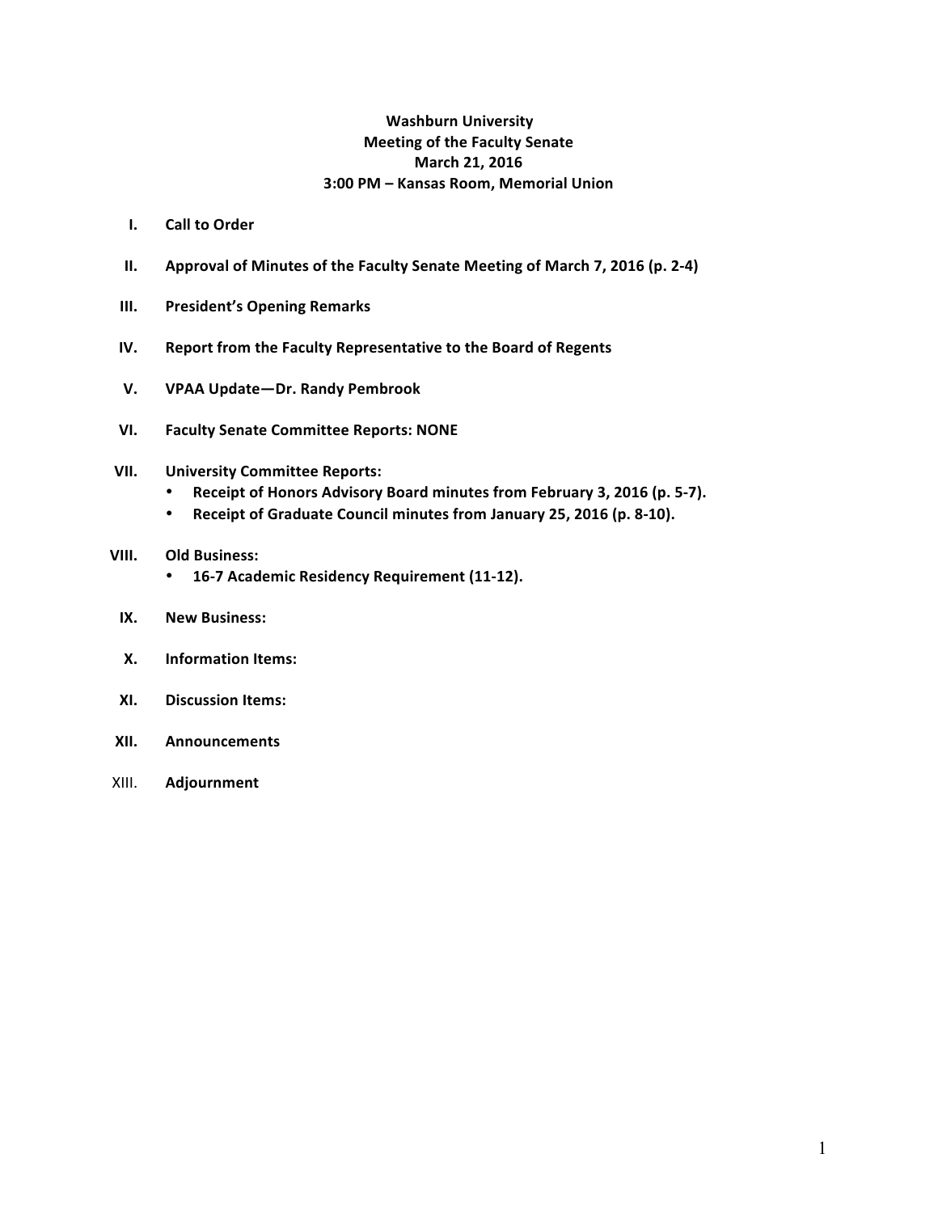**Washburn University**
**Meeting of the Faculty Senate**
**March 21, 2016**
**3:00 PM – Kansas Room, Memorial Union**

I. **Call to Order**

II. **Approval of Minutes of the Faculty Senate Meeting of March 7, 2016 (p. 2-4)**

III. **President's Opening Remarks**

IV. **Report from the Faculty Representative to the Board of Regents**

V. **VPAA Update—Dr. Randy Pembrook**

VI. **Faculty Senate Committee Reports: NONE**

VII. **University Committee Reports:**
   - **Receipt of Honors Advisory Board minutes from February 3, 2016 (p. 5-7).**
   - **Receipt of Graduate Council minutes from January 25, 2016 (p. 8-10).**

VIII. **Old Business:**
   - **16-7 Academic Residency Requirement (11-12).**

IX. **New Business:**

X. **Information Items:**

XI. **Discussion Items:**

XII. **Announcements**

XIII. **Adjournment**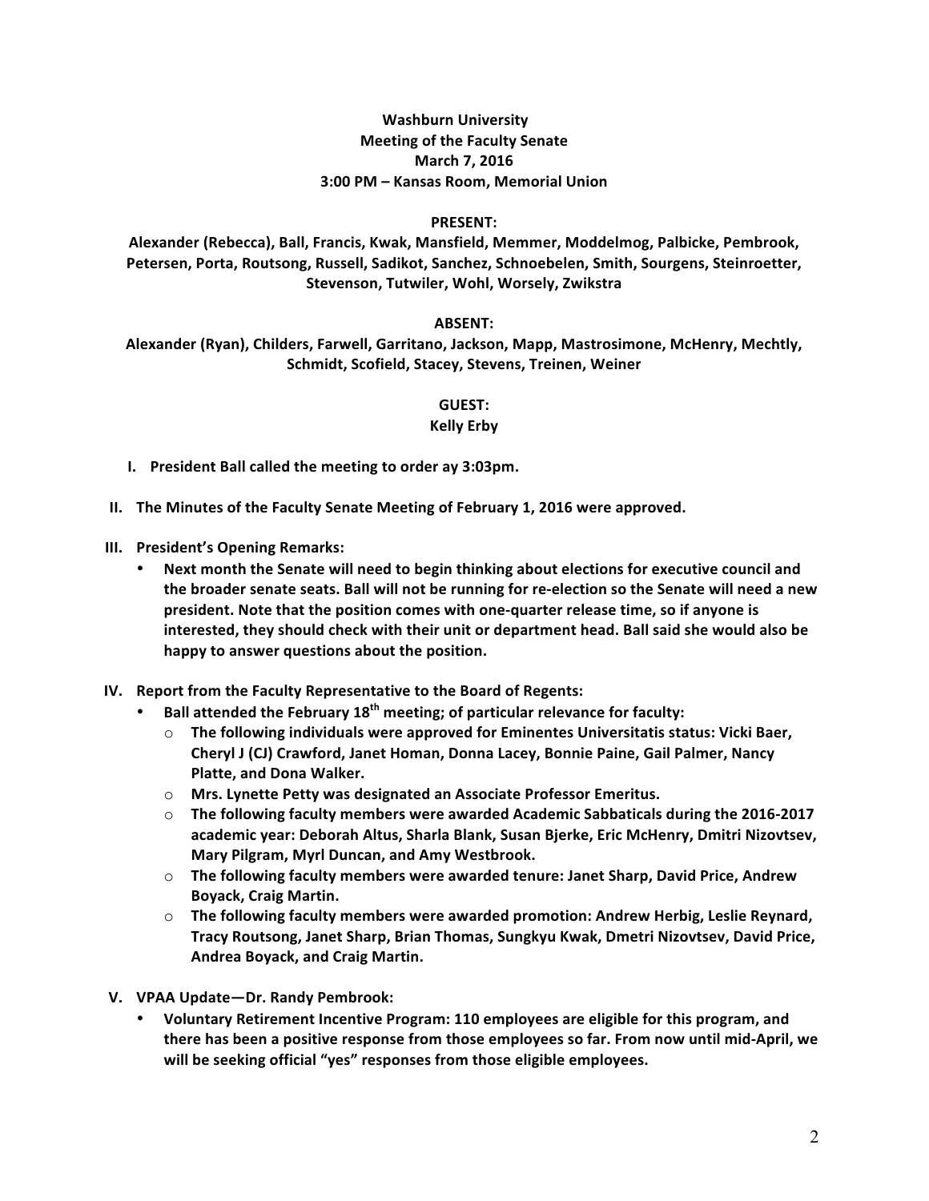**Washburn University**
**Meeting of the Faculty Senate**
**March 7, 2016**
**3:00 PM – Kansas Room, Memorial Union**

**PRESENT:**
**Alexander (Rebecca), Ball, Francis, Kwak, Mansfield, Memmer, Moddelmog, Palbicke, Pembrook, Petersen, Porta, Routsong, Russell, Sadikot, Sanchez, Schnoebelen, Smith, Sourgens, Steinroetter, Stevenson, Tutwiler, Wohl, Worsely, Zwikstra**

**ABSENT:**
**Alexander (Ryan), Childers, Farwell, Garritano, Jackson, Mapp, Mastrosimone, McHenry, Mechtly, Schmidt, Scofield, Stacey, Stevens, Treinen, Weiner**

**GUEST:**
**Kelly Erby**

I. **President Ball called the meeting to order ay 3:03pm.**

II. **The Minutes of the Faculty Senate Meeting of February 1, 2016 were approved.**

III. **President's Opening Remarks:**
   - **Next month the Senate will need to begin thinking about elections for executive council and the broader senate seats. Ball will not be running for re-election so the Senate will need a new president. Note that the position comes with one-quarter release time, so if anyone is interested, they should check with their unit or department head. Ball said she would also be happy to answer questions about the position.**

IV. **Report from the Faculty Representative to the Board of Regents:**
   - **Ball attended the February 18th meeting; of particular relevance for faculty:**
     - **The following individuals were approved for Eminentes Universitatis status: Vicki Baer, Cheryl J (CJ) Crawford, Janet Homan, Donna Lacey, Bonnie Paine, Gail Palmer, Nancy Platte, and Dona Walker.**
     - **Mrs. Lynette Petty was designated an Associate Professor Emeritus.**
     - **The following faculty members were awarded Academic Sabbaticals during the 2016-2017 academic year: Deborah Altus, Sharla Blank, Susan Bjerke, Eric McHenry, Dmitri Nizovtsev, Mary Pilgram, Myrl Duncan, and Amy Westbrook.**
     - **The following faculty members were awarded tenure: Janet Sharp, David Price, Andrew Boyack, Craig Martin.**
     - **The following faculty members were awarded promotion: Andrew Herbig, Leslie Reynard, Tracy Routsong, Janet Sharp, Brian Thomas, Sungkyu Kwak, Dmetri Nizovtsev, David Price, Andrea Boyack, and Craig Martin.**

V. **VPAA Update—Dr. Randy Pembrook:**
   - **Voluntary Retirement Incentive Program: 110 employees are eligible for this program, and there has been a positive response from those employees so far. From now until mid-April, we will be seeking official "yes" responses from those eligible employees.**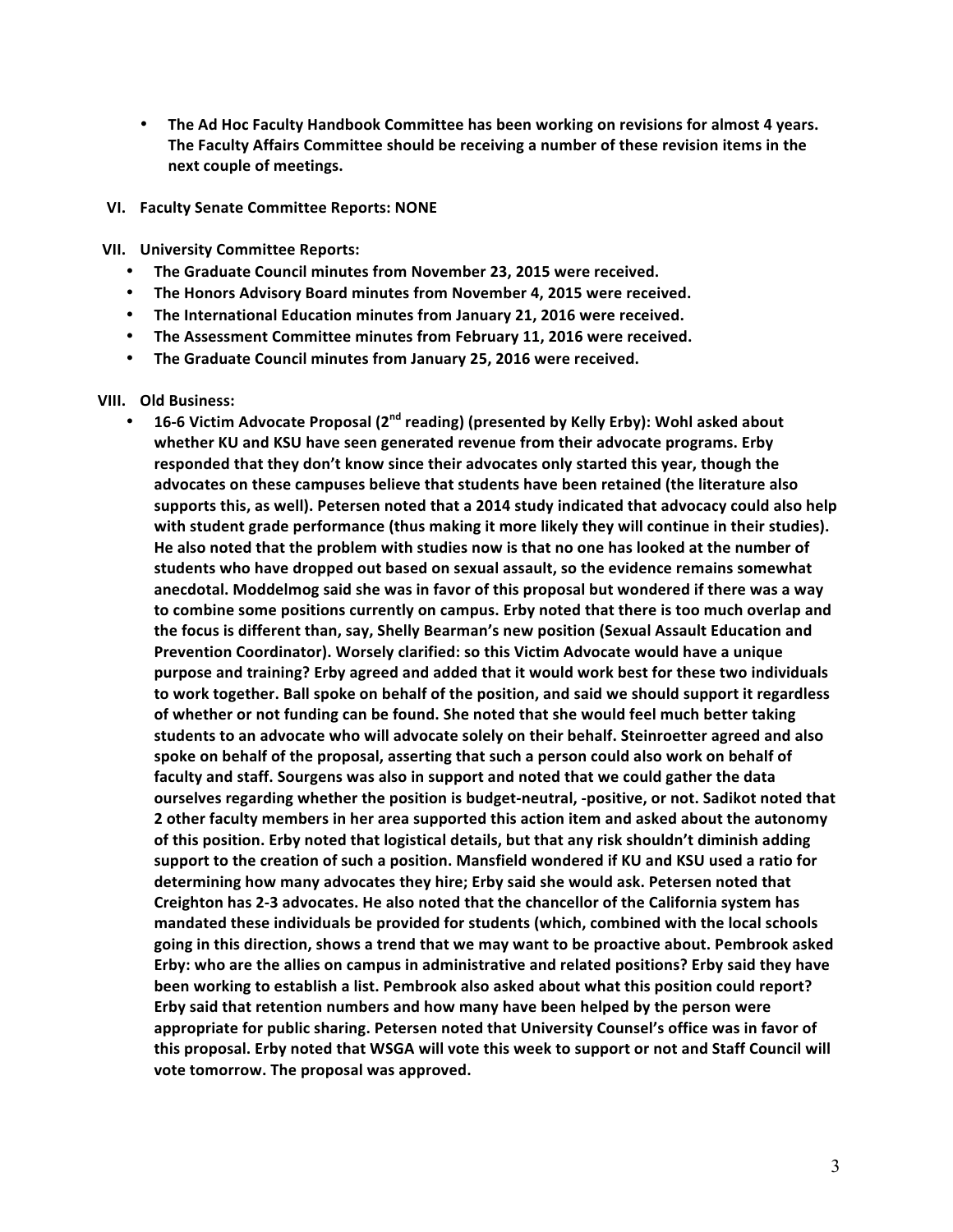- **The Ad Hoc Faculty Handbook Committee has been working on revisions for almost 4 years. The Faculty Affairs Committee should be receiving a number of these revision items in the next couple of meetings.**

**VI. Faculty Senate Committee Reports: NONE**

**VII. University Committee Reports:**

- **The Graduate Council minutes from November 23, 2015 were received.**
- **The Honors Advisory Board minutes from November 4, 2015 were received.**
- **The International Education minutes from January 21, 2016 were received.**
- **The Assessment Committee minutes from February 11, 2016 were received.**
- **The Graduate Council minutes from January 25, 2016 were received.**

**VIII. Old Business:**

- **16-6 Victim Advocate Proposal (2nd reading) (presented by Kelly Erby): Wohl asked about whether KU and KSU have seen generated revenue from their advocate programs. Erby responded that they don't know since their advocates only started this year, though the advocates on these campuses believe that students have been retained (the literature also supports this, as well). Petersen noted that a 2014 study indicated that advocacy could also help with student grade performance (thus making it more likely they will continue in their studies). He also noted that the problem with studies now is that no one has looked at the number of students who have dropped out based on sexual assault, so the evidence remains somewhat anecdotal. Moddelmog said she was in favor of this proposal but wondered if there was a way to combine some positions currently on campus. Erby noted that there is too much overlap and the focus is different than, say, Shelly Bearman's new position (Sexual Assault Education and Prevention Coordinator). Worsely clarified: so this Victim Advocate would have a unique purpose and training? Erby agreed and added that it would work best for these two individuals to work together. Ball spoke on behalf of the position, and said we should support it regardless of whether or not funding can be found. She noted that she would feel much better taking students to an advocate who will advocate solely on their behalf. Steinroetter agreed and also spoke on behalf of the proposal, asserting that such a person could also work on behalf of faculty and staff. Sourgens was also in support and noted that we could gather the data ourselves regarding whether the position is budget-neutral, -positive, or not. Sadikot noted that 2 other faculty members in her area supported this action item and asked about the autonomy of this position. Erby noted that logistical details, but that any risk shouldn't diminish adding support to the creation of such a position. Mansfield wondered if KU and KSU used a ratio for determining how many advocates they hire; Erby said she would ask. Petersen noted that Creighton has 2-3 advocates. He also noted that the chancellor of the California system has mandated these individuals be provided for students (which, combined with the local schools going in this direction, shows a trend that we may want to be proactive about. Pembrook asked Erby: who are the allies on campus in administrative and related positions? Erby said they have been working to establish a list. Pembrook also asked about what this position could report? Erby said that retention numbers and how many have been helped by the person were appropriate for public sharing. Petersen noted that University Counsel's office was in favor of this proposal. Erby noted that WSGA will vote this week to support or not and Staff Council will vote tomorrow. The proposal was approved.**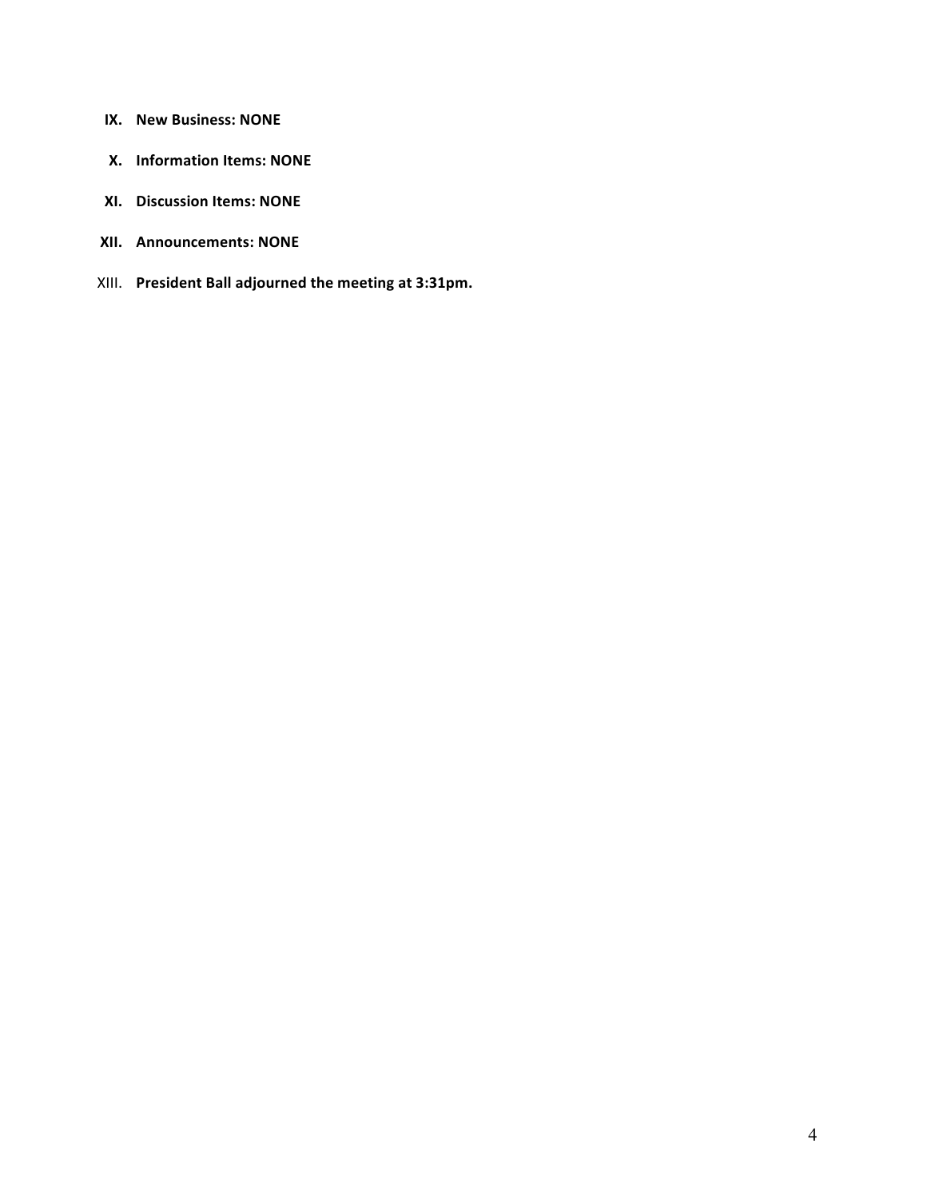**IX. New Business: NONE**

**X. Information Items: NONE**

**XI. Discussion Items: NONE**

**XII. Announcements: NONE**

XIII. **President Ball adjourned the meeting at 3:31pm.**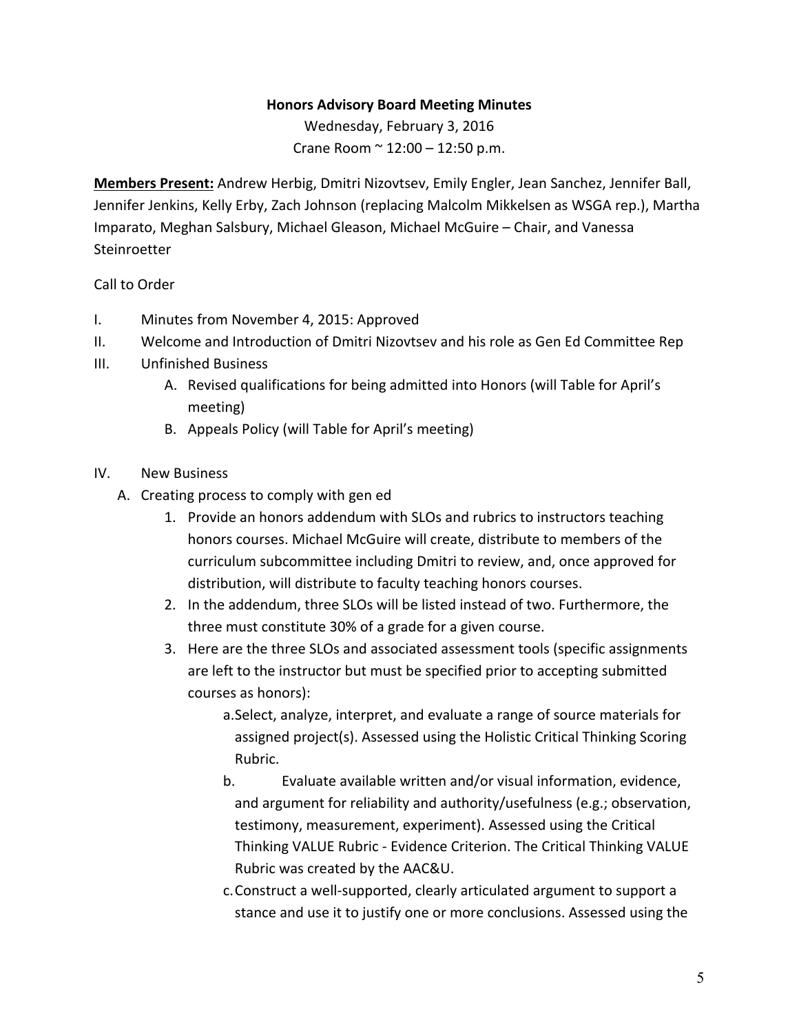**Honors Advisory Board Meeting Minutes**

Wednesday, February 3, 2016

Crane Room ~ 12:00 – 12:50 p.m.

**Members Present:** Andrew Herbig, Dmitri Nizovtsev, Emily Engler, Jean Sanchez, Jennifer Ball, Jennifer Jenkins, Kelly Erby, Zach Johnson (replacing Malcolm Mikkelsen as WSGA rep.), Martha Imparato, Meghan Salsbury, Michael Gleason, Michael McGuire – Chair, and Vanessa Steinroetter

Call to Order

I. Minutes from November 4, 2015: Approved

II. Welcome and Introduction of Dmitri Nizovtsev and his role as Gen Ed Committee Rep

III. Unfinished Business

   A. Revised qualifications for being admitted into Honors (will Table for April's meeting)

   B. Appeals Policy (will Table for April's meeting)

IV. New Business

   A. Creating process to comply with gen ed

      1. Provide an honors addendum with SLOs and rubrics to instructors teaching honors courses. Michael McGuire will create, distribute to members of the curriculum subcommittee including Dmitri to review, and, once approved for distribution, will distribute to faculty teaching honors courses.

      2. In the addendum, three SLOs will be listed instead of two. Furthermore, the three must constitute 30% of a grade for a given course.

      3. Here are the three SLOs and associated assessment tools (specific assignments are left to the instructor but must be specified prior to accepting submitted courses as honors):

         a. Select, analyze, interpret, and evaluate a range of source materials for assigned project(s). Assessed using the Holistic Critical Thinking Scoring Rubric.

         b. Evaluate available written and/or visual information, evidence, and argument for reliability and authority/usefulness (e.g.; observation, testimony, measurement, experiment). Assessed using the Critical Thinking VALUE Rubric - Evidence Criterion. The Critical Thinking VALUE Rubric was created by the AAC&U.

         c. Construct a well-supported, clearly articulated argument to support a stance and use it to justify one or more conclusions. Assessed using the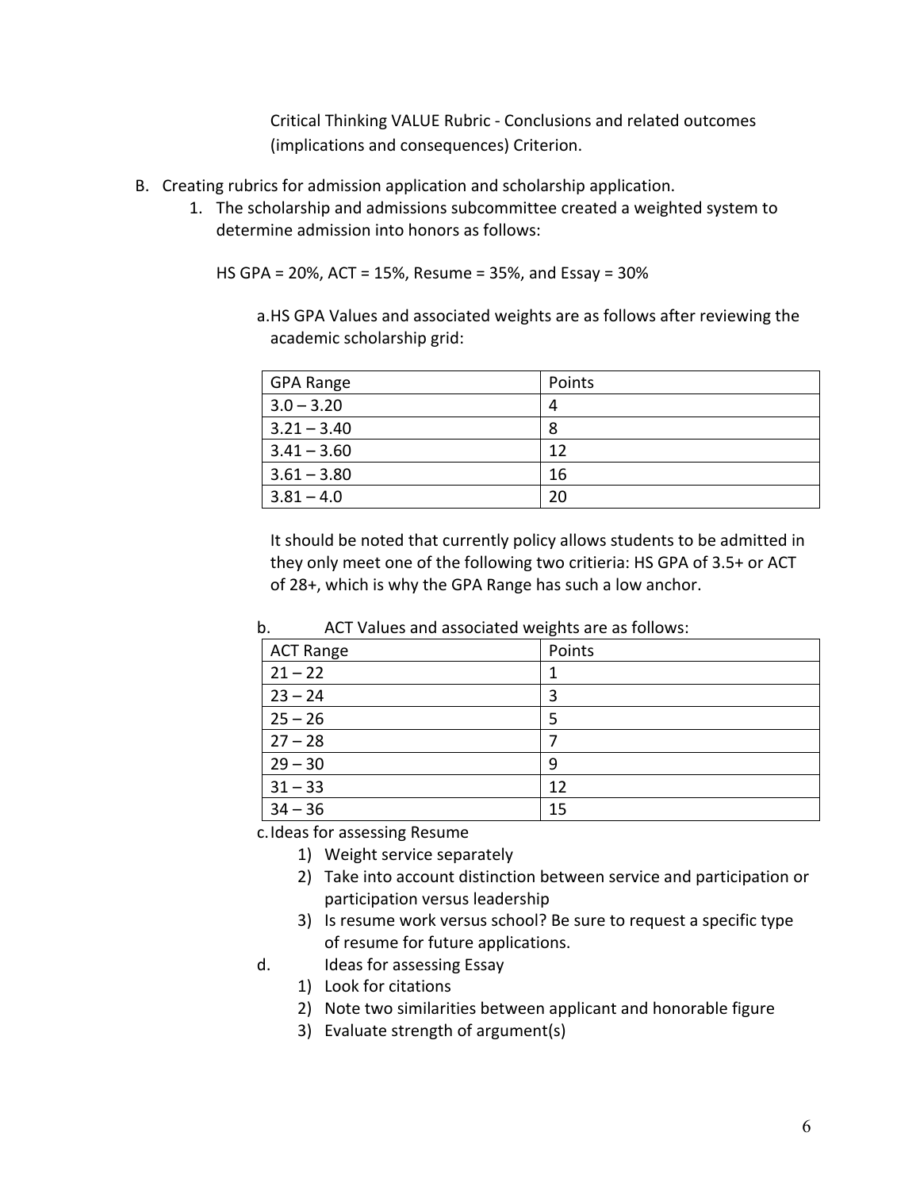Critical Thinking VALUE Rubric - Conclusions and related outcomes (implications and consequences) Criterion.

B. Creating rubrics for admission application and scholarship application.

1. The scholarship and admissions subcommittee created a weighted system to determine admission into honors as follows:

   HS GPA = 20%, ACT = 15%, Resume = 35%, and Essay = 30%

   a. HS GPA Values and associated weights are as follows after reviewing the academic scholarship grid:

   | GPA Range | Points |
   | --- | --- |
   | 3.0 – 3.20 | 4 |
   | 3.21 – 3.40 | 8 |
   | 3.41 – 3.60 | 12 |
   | 3.61 – 3.80 | 16 |
   | 3.81 – 4.0 | 20 |

   It should be noted that currently policy allows students to be admitted in they only meet one of the following two critieria: HS GPA of 3.5+ or ACT of 28+, which is why the GPA Range has such a low anchor.

   b. ACT Values and associated weights are as follows:

   | ACT Range | Points |
   | --- | --- |
   | 21 – 22 | 1 |
   | 23 – 24 | 3 |
   | 25 – 26 | 5 |
   | 27 – 28 | 7 |
   | 29 – 30 | 9 |
   | 31 – 33 | 12 |
   | 34 – 36 | 15 |

   c. Ideas for assessing Resume
      1) Weight service separately
      2) Take into account distinction between service and participation or participation versus leadership
      3) Is resume work versus school? Be sure to request a specific type of resume for future applications.

   d. Ideas for assessing Essay
      1) Look for citations
      2) Note two similarities between applicant and honorable figure
      3) Evaluate strength of argument(s)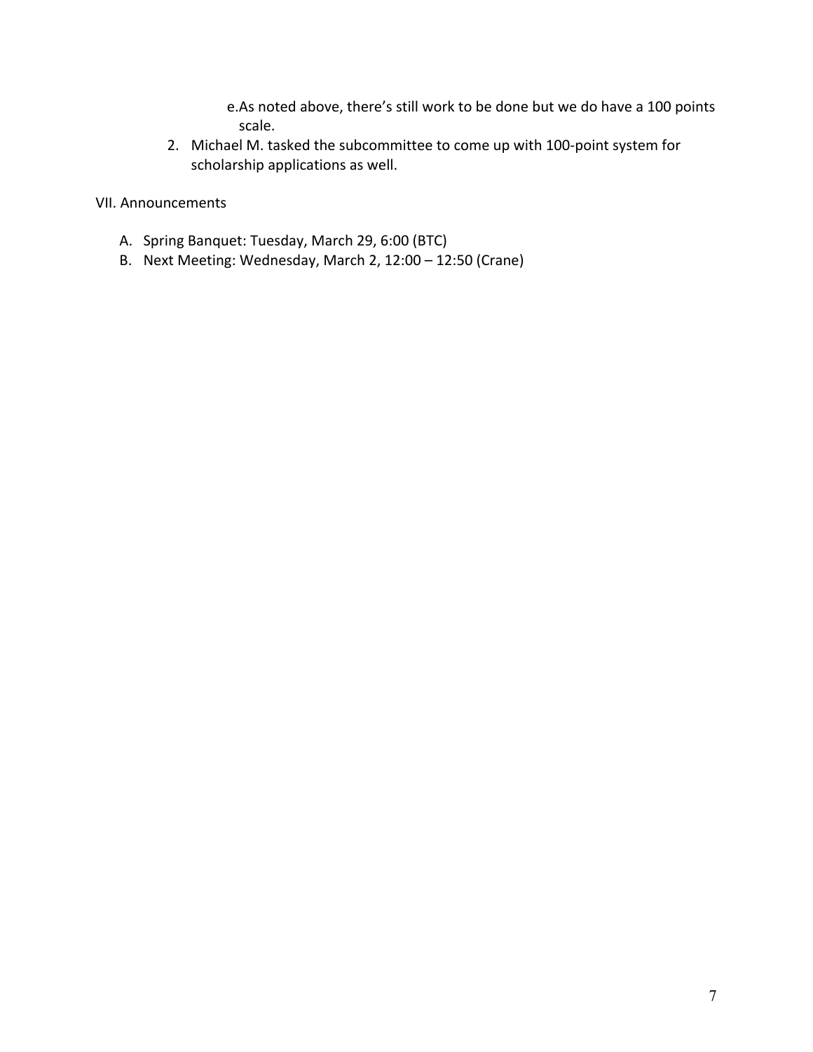e. As noted above, there's still work to be done but we do have a 100 points scale.

2. Michael M. tasked the subcommittee to come up with 100-point system for scholarship applications as well.

VII. Announcements

A. Spring Banquet: Tuesday, March 29, 6:00 (BTC)
B. Next Meeting: Wednesday, March 2, 12:00 – 12:50 (Crane)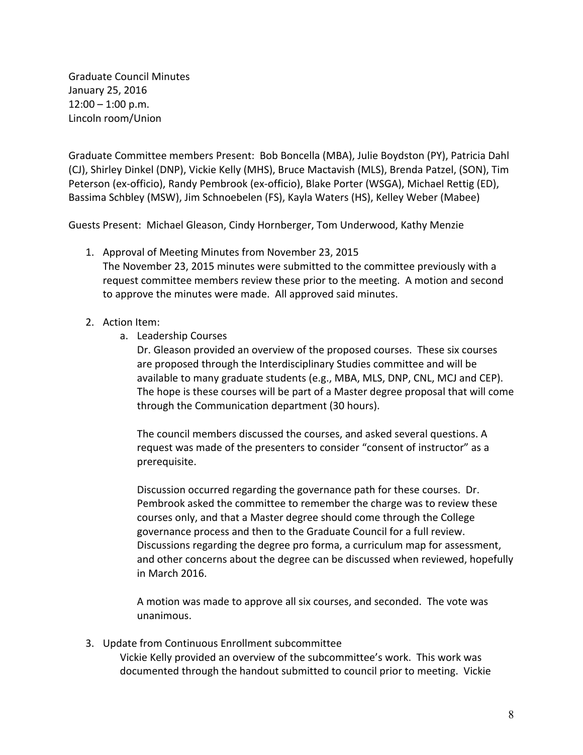Graduate Council Minutes
January 25, 2016
12:00 – 1:00 p.m.
Lincoln room/Union

Graduate Committee members Present: Bob Boncella (MBA), Julie Boydston (PY), Patricia Dahl (CJ), Shirley Dinkel (DNP), Vickie Kelly (MHS), Bruce Mactavish (MLS), Brenda Patzel, (SON), Tim Peterson (ex-officio), Randy Pembrook (ex-officio), Blake Porter (WSGA), Michael Rettig (ED), Bassima Schbley (MSW), Jim Schnoebelen (FS), Kayla Waters (HS), Kelley Weber (Mabee)

Guests Present: Michael Gleason, Cindy Hornberger, Tom Underwood, Kathy Menzie

1. Approval of Meeting Minutes from November 23, 2015
   The November 23, 2015 minutes were submitted to the committee previously with a request committee members review these prior to the meeting. A motion and second to approve the minutes were made. All approved said minutes.

2. Action Item:
   a. Leadership Courses
      Dr. Gleason provided an overview of the proposed courses. These six courses are proposed through the Interdisciplinary Studies committee and will be available to many graduate students (e.g., MBA, MLS, DNP, CNL, MCJ and CEP). The hope is these courses will be part of a Master degree proposal that will come through the Communication department (30 hours).

      The council members discussed the courses, and asked several questions. A request was made of the presenters to consider "consent of instructor" as a prerequisite.

      Discussion occurred regarding the governance path for these courses. Dr. Pembrook asked the committee to remember the charge was to review these courses only, and that a Master degree should come through the College governance process and then to the Graduate Council for a full review. Discussions regarding the degree pro forma, a curriculum map for assessment, and other concerns about the degree can be discussed when reviewed, hopefully in March 2016.

      A motion was made to approve all six courses, and seconded. The vote was unanimous.

3. Update from Continuous Enrollment subcommittee
   Vickie Kelly provided an overview of the subcommittee's work. This work was documented through the handout submitted to council prior to meeting. Vickie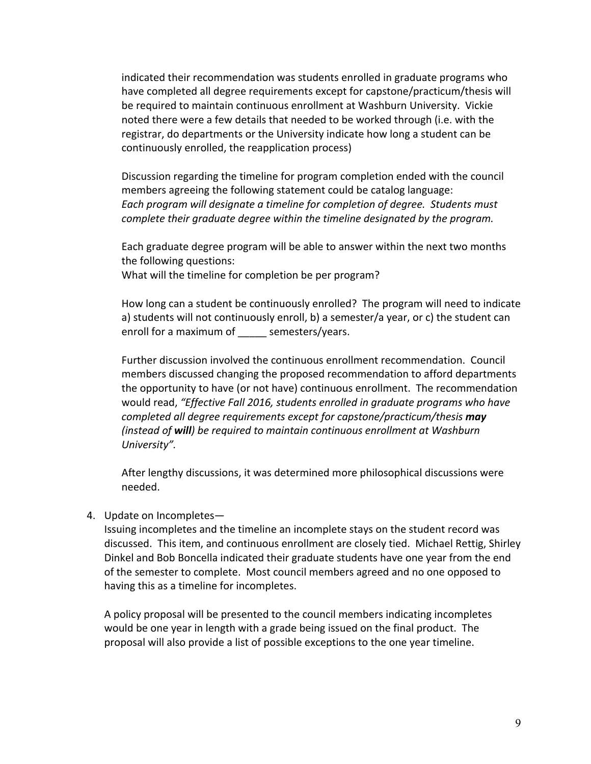indicated their recommendation was students enrolled in graduate programs who have completed all degree requirements except for capstone/practicum/thesis will be required to maintain continuous enrollment at Washburn University. Vickie noted there were a few details that needed to be worked through (i.e. with the registrar, do departments or the University indicate how long a student can be continuously enrolled, the reapplication process)

Discussion regarding the timeline for program completion ended with the council members agreeing the following statement could be catalog language:
*Each program will designate a timeline for completion of degree. Students must complete their graduate degree within the timeline designated by the program.*

Each graduate degree program will be able to answer within the next two months the following questions:
What will the timeline for completion be per program?

How long can a student be continuously enrolled? The program will need to indicate a) students will not continuously enroll, b) a semester/a year, or c) the student can enroll for a maximum of _____ semesters/years.

Further discussion involved the continuous enrollment recommendation. Council members discussed changing the proposed recommendation to afford departments the opportunity to have (or not have) continuous enrollment. The recommendation would read, *"Effective Fall 2016, students enrolled in graduate programs who have completed all degree requirements except for capstone/practicum/thesis **may** (instead of **will**) be required to maintain continuous enrollment at Washburn University".*

After lengthy discussions, it was determined more philosophical discussions were needed.

4. Update on Incompletes—
   Issuing incompletes and the timeline an incomplete stays on the student record was discussed. This item, and continuous enrollment are closely tied. Michael Rettig, Shirley Dinkel and Bob Boncella indicated their graduate students have one year from the end of the semester to complete. Most council members agreed and no one opposed to having this as a timeline for incompletes.

   A policy proposal will be presented to the council members indicating incompletes would be one year in length with a grade being issued on the final product. The proposal will also provide a list of possible exceptions to the one year timeline.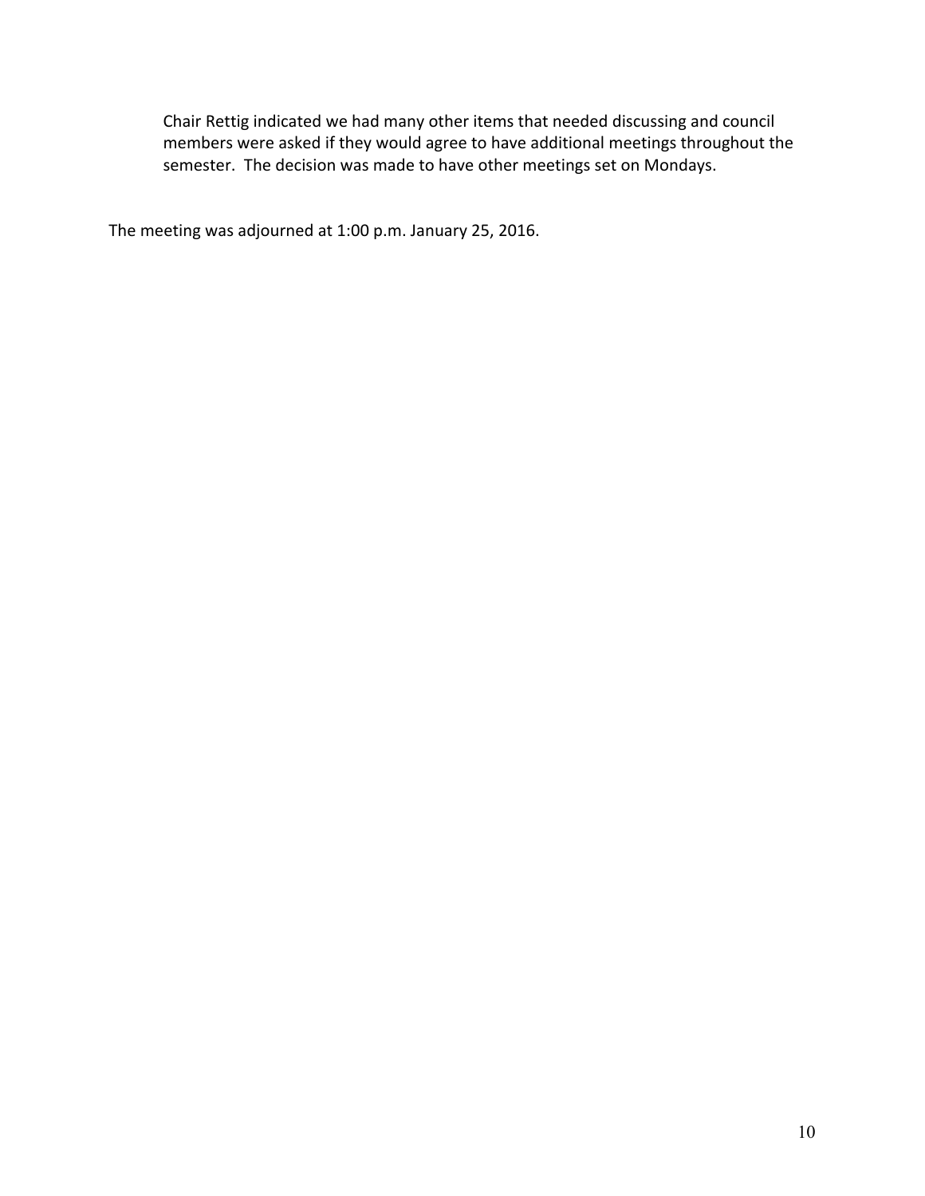Chair Rettig indicated we had many other items that needed discussing and council members were asked if they would agree to have additional meetings throughout the semester. The decision was made to have other meetings set on Mondays.

The meeting was adjourned at 1:00 p.m. January 25, 2016.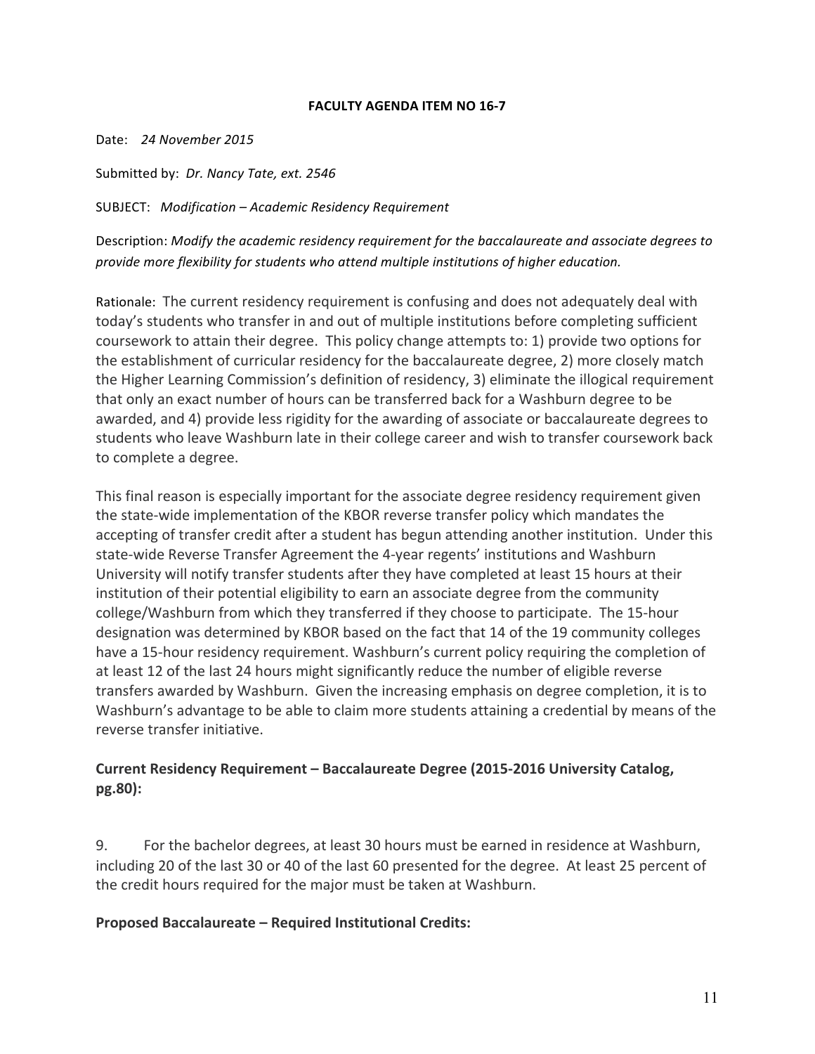**FACULTY AGENDA ITEM NO 16-7**

Date: *24 November 2015*

Submitted by: *Dr. Nancy Tate, ext. 2546*

SUBJECT: *Modification – Academic Residency Requirement*

Description: *Modify the academic residency requirement for the baccalaureate and associate degrees to provide more flexibility for students who attend multiple institutions of higher education.*

Rationale: The current residency requirement is confusing and does not adequately deal with today's students who transfer in and out of multiple institutions before completing sufficient coursework to attain their degree. This policy change attempts to: 1) provide two options for the establishment of curricular residency for the baccalaureate degree, 2) more closely match the Higher Learning Commission's definition of residency, 3) eliminate the illogical requirement that only an exact number of hours can be transferred back for a Washburn degree to be awarded, and 4) provide less rigidity for the awarding of associate or baccalaureate degrees to students who leave Washburn late in their college career and wish to transfer coursework back to complete a degree.

This final reason is especially important for the associate degree residency requirement given the state-wide implementation of the KBOR reverse transfer policy which mandates the accepting of transfer credit after a student has begun attending another institution. Under this state-wide Reverse Transfer Agreement the 4-year regents' institutions and Washburn University will notify transfer students after they have completed at least 15 hours at their institution of their potential eligibility to earn an associate degree from the community college/Washburn from which they transferred if they choose to participate. The 15-hour designation was determined by KBOR based on the fact that 14 of the 19 community colleges have a 15-hour residency requirement. Washburn's current policy requiring the completion of at least 12 of the last 24 hours might significantly reduce the number of eligible reverse transfers awarded by Washburn. Given the increasing emphasis on degree completion, it is to Washburn's advantage to be able to claim more students attaining a credential by means of the reverse transfer initiative.

**Current Residency Requirement – Baccalaureate Degree (2015-2016 University Catalog, pg.80):**

9. For the bachelor degrees, at least 30 hours must be earned in residence at Washburn, including 20 of the last 30 or 40 of the last 60 presented for the degree. At least 25 percent of the credit hours required for the major must be taken at Washburn.

**Proposed Baccalaureate – Required Institutional Credits:**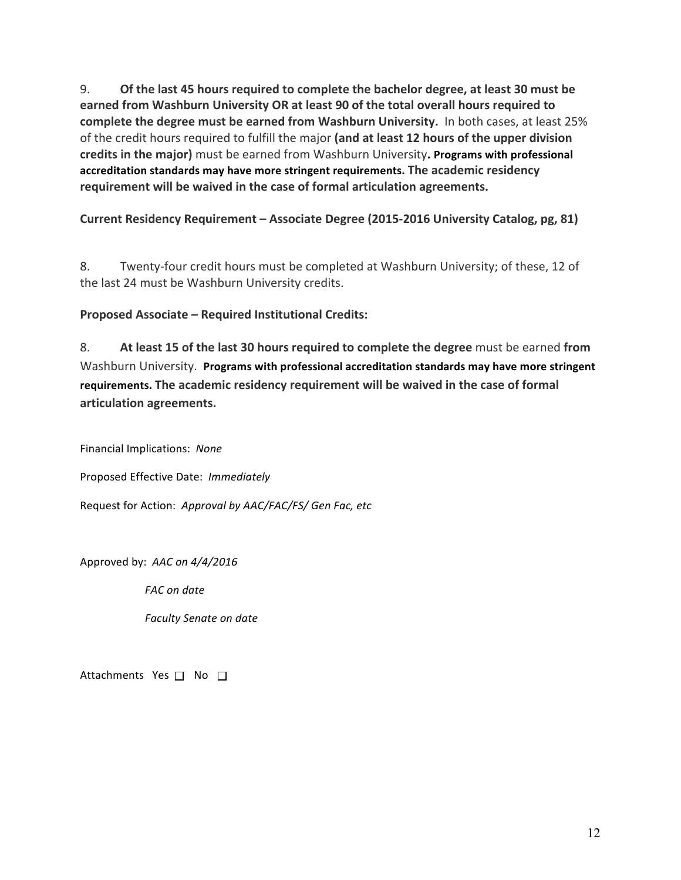9. **Of the last 45 hours required to complete the bachelor degree, at least 30 must be earned from Washburn University OR at least 90 of the total overall hours required to complete the degree must be earned from Washburn University.** In both cases, at least 25% of the credit hours required to fulfill the major **(and at least 12 hours of the upper division credits in the major)** must be earned from Washburn University**. Programs with professional accreditation standards may have more stringent requirements. The academic residency requirement will be waived in the case of formal articulation agreements.**

**Current Residency Requirement – Associate Degree (2015-2016 University Catalog, pg, 81)**

8. Twenty-four credit hours must be completed at Washburn University; of these, 12 of the last 24 must be Washburn University credits.

**Proposed Associate – Required Institutional Credits:**

8. **At least 15 of the last 30 hours required to complete the degree** must be earned **from** Washburn University. **Programs with professional accreditation standards may have more stringent requirements. The academic residency requirement will be waived in the case of formal articulation agreements.**

Financial Implications: *None*

Proposed Effective Date: *Immediately*

Request for Action: *Approval by AAC/FAC/FS/ Gen Fac, etc*

Approved by: *AAC on 4/4/2016*

*FAC on date*

*Faculty Senate on date*

Attachments Yes ☐ No ☐